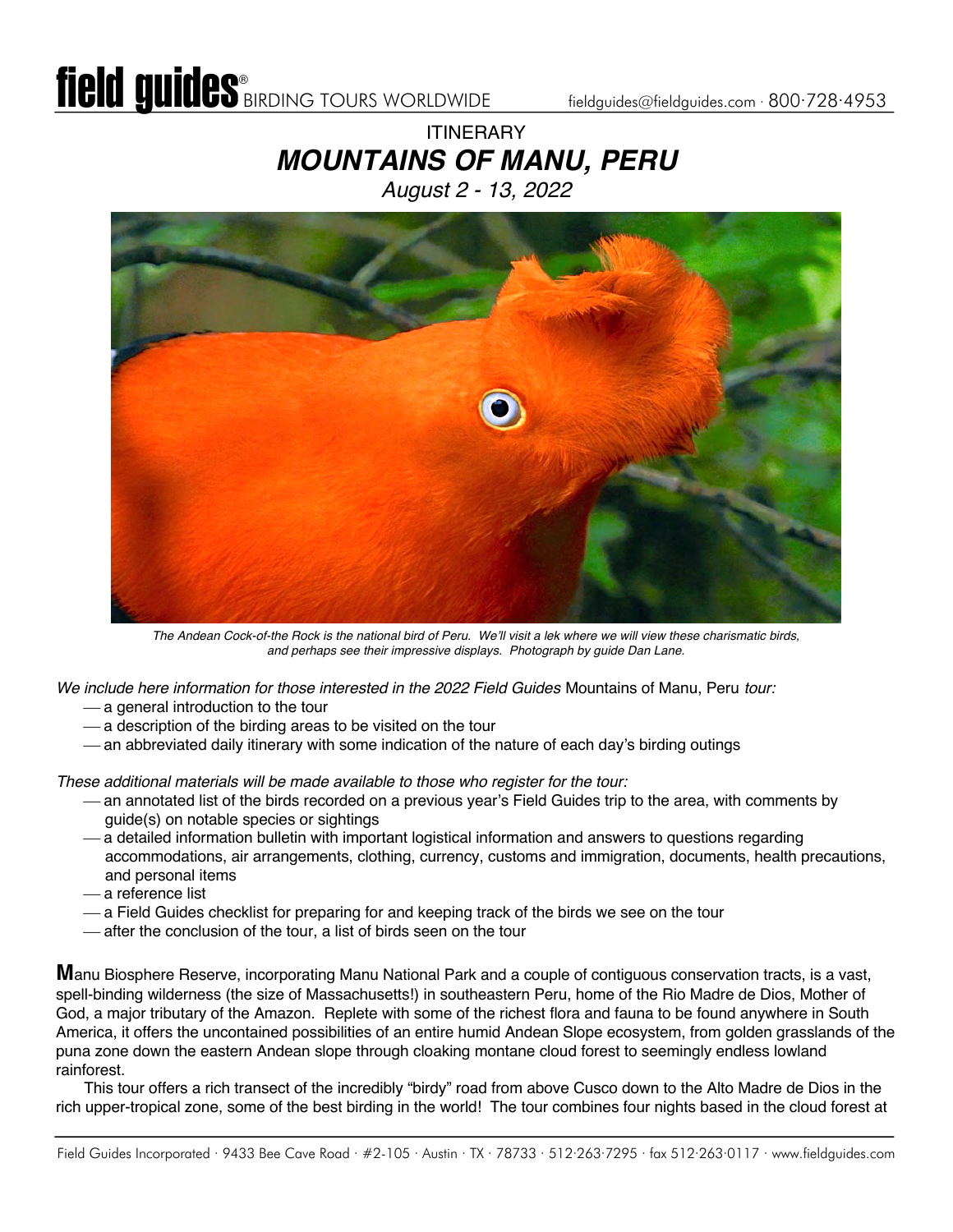# ITINERARY

## *MOUNTAINS OF MANU, PERU*

*August 2 - 13, 2022*

*The Andean Cock-of-the Rock is the national bird of Peru. We'll visit a lek where we will view these charismatic birds, and perhaps see their impressive displays. Photograph by guide Dan Lane.*

*We include here information for those interested in the 2022 Field Guides* Mountains of Manu, Peru *tour:*

- a general introduction to the tour
- a description of the birding areas to be visited on the tour
- an abbreviated daily itinerary with some indication of the nature of each day's birding outings

*These additional materials will be made available to those who register for the tour:*

- an annotated list of the birds recorded on a previous year's Field Guides trip to the area, with comments by guide(s) on notable species or sightings
- a detailed information bulletin with important logistical information and answers to questions regarding accommodations, air arrangements, clothing, currency, customs and immigration, documents, health precautions, and personal items
- a reference list
- a Field Guides checklist for preparing for and keeping track of the birds we see on the tour
- after the conclusion of the tour, a list of birds seen on the tour

**M**anu Biosphere Reserve, incorporating Manu National Park and a couple of contiguous conservation tracts, is a vast, spell-binding wilderness (the size of Massachusetts!) in southeastern Peru, home of the Rio Madre de Dios, Mother of God, a major tributary of the Amazon. Replete with some of the richest flora and fauna to be found anywhere in South America, it offers the uncontained possibilities of an entire humid Andean Slope ecosystem, from golden grasslands of the puna zone down the eastern Andean slope through cloaking montane cloud forest to seemingly endless lowland rainforest.

This tour offers a rich transect of the incredibly "birdy" road from above Cusco down to the Alto Madre de Dios in the rich upper-tropical zone, some of the best birding in the world! The tour combines four nights based in the cloud forest at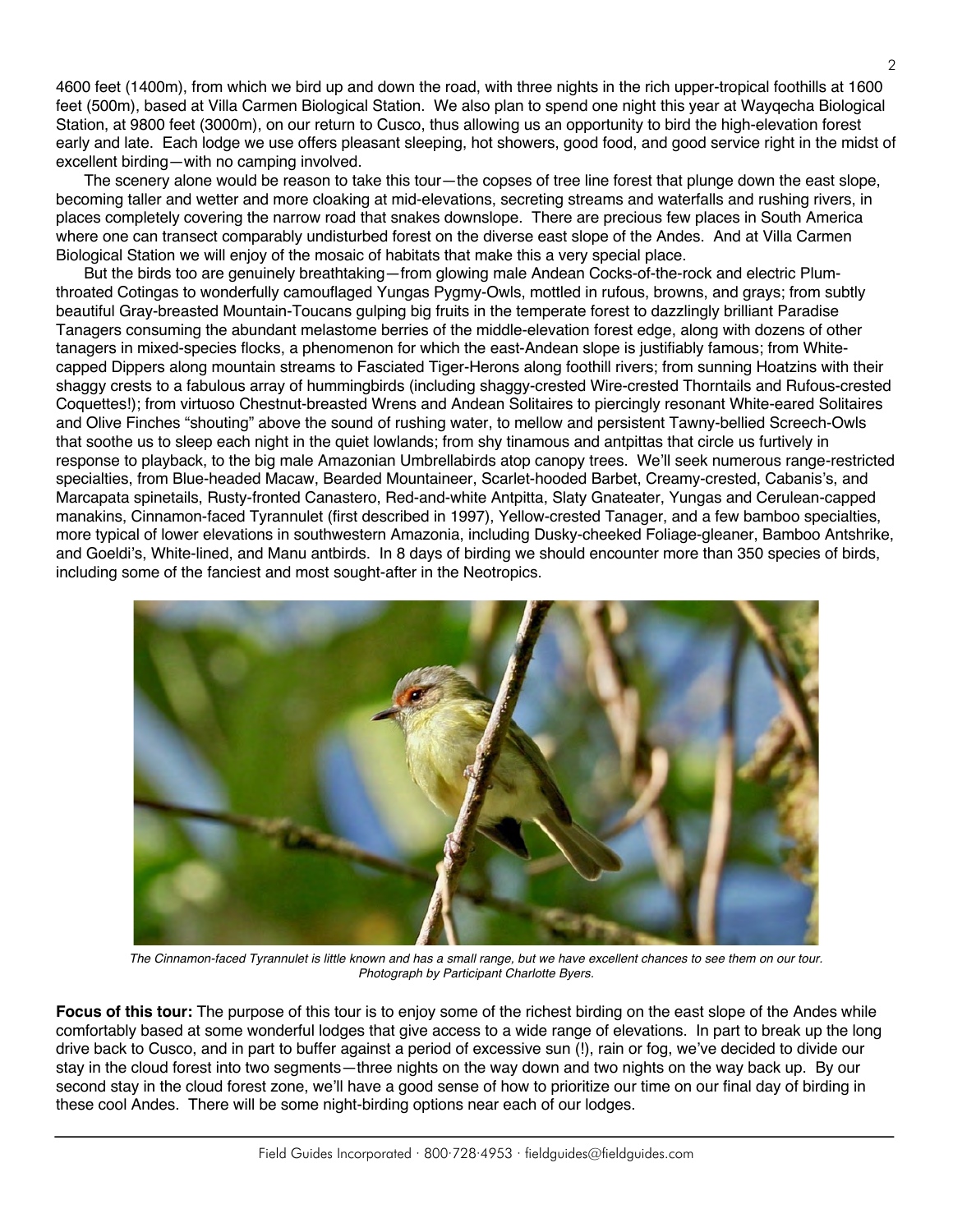4600 feet (1400m), from which we bird up and down the road, with three nights in the rich upper-tropical foothills at 1600 feet (500m), based at Villa Carmen Biological Station. We also plan to spend one night this year at Wayqecha Biological Station, at 9800 feet (3000m), on our return to Cusco, thus allowing us an opportunity to bird the high-elevation forest early and late. Each lodge we use offers pleasant sleeping, hot showers, good food, and good service right in the midst of excellent birding—with no camping involved.

The scenery alone would be reason to take this tour—the copses of tree line forest that plunge down the east slope, becoming taller and wetter and more cloaking at mid-elevations, secreting streams and waterfalls and rushing rivers, in places completely covering the narrow road that snakes downslope. There are precious few places in South America where one can transect comparably undisturbed forest on the diverse east slope of the Andes. And at Villa Carmen Biological Station we will enjoy of the mosaic of habitats that make this a very special place.

But the birds too are genuinely breathtaking—from glowing male Andean Cocks-of-the-rock and electric Plum-throated Cotingas to wonderfully camouflaged Yungas Pygmy-Owls, mottled in rufous, browns, and grays; from subtly beautiful Gray-breasted Mountain-Toucans gulping big fruits in the temperate forest to dazzlingly brilliant Paradise Tanagers consuming the abundant melastome berries of the middle-elevation forest edge, along with dozens of other tanagers in mixed-species flocks, a phenomenon for which the east-Andean slope is justifiably famous; from White-capped Dippers along mountain streams to Fasciated Tiger-Herons along foothill rivers; from sunning Hoatzins with their shaggy crests to a fabulous array of hummingbirds (including shaggy-crested Wire-crested Thorntails and Rufous-crested Coquettes!); from virtuoso Chestnut-breasted Wrens and Andean Solitaires to piercingly resonant White-eared Solitaires and Olive Finches "shouting" above the sound of rushing water, to mellow and persistent Tawny-bellied Screech-Owls that soothe us to sleep each night in the quiet lowlands; from shy tinamous and antpittas that circle us furtively in response to playback, to the big male Amazonian Umbrellabirds atop canopy trees. We'll seek numerous range-restricted specialties, from Blue-headed Macaw, Bearded Mountaineer, Scarlet-hooded Barbet, Creamy-crested, Cabanis's, and Marcapata spinetails, Rusty-fronted Canastero, Red-and-white Antpitta, Slaty Gnateater, Yungas and Cerulean-capped manakins, Cinnamon-faced Tyrannulet (first described in 1997), Yellow-crested Tanager, and a few bamboo specialties, more typical of lower elevations in southwestern Amazonia, including Dusky-cheeked Foliage-gleaner, Bamboo Antshrike, and Goeldi's, White-lined, and Manu antbirds. In 8 days of birding we should encounter more than 350 species of birds, including some of the fanciest and most sought-after in the Neotropics.

*The Cinnamon-faced Tyrannulet is little known and has a small range, but we have excellent chances to see them on our tour. Photograph by Participant Charlotte Byers.*

**Focus of this tour:** The purpose of this tour is to enjoy some of the richest birding on the east slope of the Andes while comfortably based at some wonderful lodges that give access to a wide range of elevations. In part to break up the long drive back to Cusco, and in part to buffer against a period of excessive sun (!), rain or fog, we've decided to divide our stay in the cloud forest into two segments—three nights on the way down and two nights on the way back up. By our second stay in the cloud forest zone, we'll have a good sense of how to prioritize our time on our final day of birding in these cool Andes. There will be some night-birding options near each of our lodges.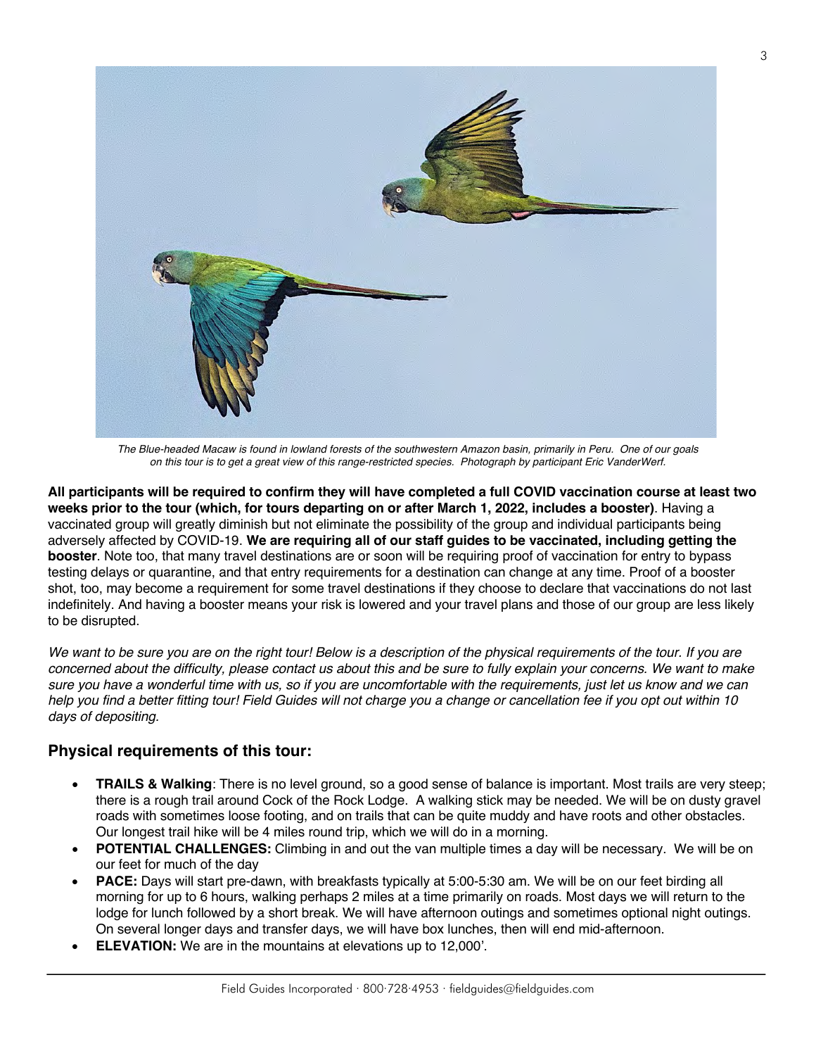*The Blue-headed Macaw is found in lowland forests of the southwestern Amazon basin, primarily in Peru. One of our goals on this tour is to get a great view of this range-restricted species. Photograph by participant Eric VanderWerf.*

**All participants will be required to confirm they will have completed a full COVID vaccination course at least two weeks prior to the tour (which, for tours departing on or after March 1, 2022, includes a booster)**. Having a vaccinated group will greatly diminish but not eliminate the possibility of the group and individual participants being adversely affected by COVID-19. **We are requiring all of our staff guides to be vaccinated, including getting the booster**. Note too, that many travel destinations are or soon will be requiring proof of vaccination for entry to bypass testing delays or quarantine, and that entry requirements for a destination can change at any time. Proof of a booster shot, too, may become a requirement for some travel destinations if they choose to declare that vaccinations do not last indefinitely. And having a booster means your risk is lowered and your travel plans and those of our group are less likely to be disrupted.

*We want to be sure you are on the right tour! Below is a description of the physical requirements of the tour. If you are concerned about the difficulty, please contact us about this and be sure to fully explain your concerns. We want to make sure you have a wonderful time with us, so if you are uncomfortable with the requirements, just let us know and we can help you find a better fitting tour! Field Guides will not charge you a change or cancellation fee if you opt out within 10 days of depositing.*

## Physical requirements of this tour:

- **TRAILS & Walking**: There is no level ground, so a good sense of balance is important. Most trails are very steep; there is a rough trail around Cock of the Rock Lodge. A walking stick may be needed. We will be on dusty gravel roads with sometimes loose footing, and on trails that can be quite muddy and have roots and other obstacles. Our longest trail hike will be 4 miles round trip, which we will do in a morning.
- **POTENTIAL CHALLENGES:** Climbing in and out the van multiple times a day will be necessary. We will be on our feet for much of the day
- **PACE:** Days will start pre-dawn, with breakfasts typically at 5:00-5:30 am. We will be on our feet birding all morning for up to 6 hours, walking perhaps 2 miles at a time primarily on roads. Most days we will return to the lodge for lunch followed by a short break. We will have afternoon outings and sometimes optional night outings. On several longer days and transfer days, we will have box lunches, then will end mid-afternoon.
- **ELEVATION:** We are in the mountains at elevations up to 12,000'.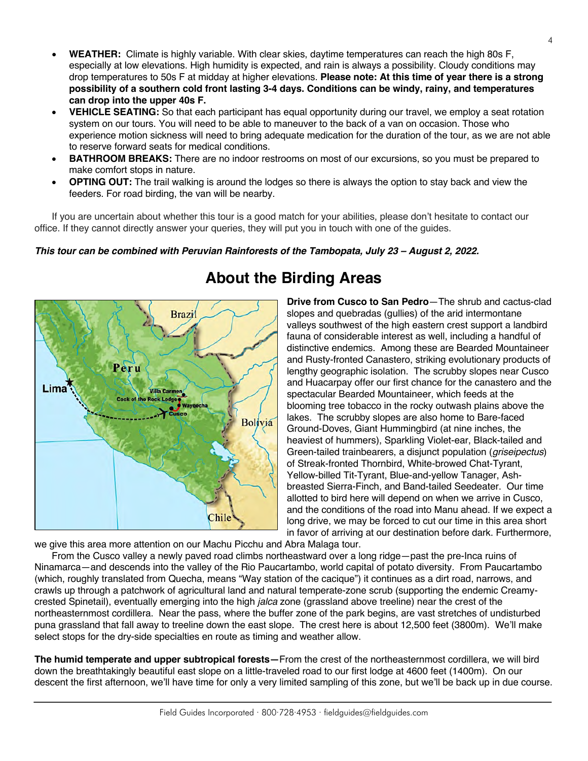- **WEATHER:** Climate is highly variable. With clear skies, daytime temperatures can reach the high 80s F, especially at low elevations. High humidity is expected, and rain is always a possibility. Cloudy conditions may drop temperatures to 50s F at midday at higher elevations. **Please note: At this time of year there is a strong possibility of a southern cold front lasting 3-4 days. Conditions can be windy, rainy, and temperatures can drop into the upper 40s F.**
- **VEHICLE SEATING:** So that each participant has equal opportunity during our travel, we employ a seat rotation system on our tours. You will need to be able to maneuver to the back of a van on occasion. Those who experience motion sickness will need to bring adequate medication for the duration of the tour, as we are not able to reserve forward seats for medical conditions.
- **BATHROOM BREAKS:** There are no indoor restrooms on most of our excursions, so you must be prepared to make comfort stops in nature.
- **OPTING OUT:** The trail walking is around the lodges so there is always the option to stay back and view the feeders. For road birding, the van will be nearby.

If you are uncertain about whether this tour is a good match for your abilities, please don't hesitate to contact our office. If they cannot directly answer your queries, they will put you in touch with one of the guides.

***This tour can be combined with Peruvian Rainforests of the Tambopata, July 23 – August 2, 2022.***

## About the Birding Areas

**Drive from Cusco to San Pedro**—The shrub and cactus-clad slopes and quebradas (gullies) of the arid intermontane valleys southwest of the high eastern crest support a landbird fauna of considerable interest as well, including a handful of distinctive endemics. Among these are Bearded Mountaineer and Rusty-fronted Canastero, striking evolutionary products of lengthy geographic isolation. The scrubby slopes near Cusco and Huacarpay offer our first chance for the canastero and the spectacular Bearded Mountaineer, which feeds at the blooming tree tobacco in the rocky outwash plains above the lakes. The scrubby slopes are also home to Bare-faced Ground-Doves, Giant Hummingbird (at nine inches, the heaviest of hummers), Sparkling Violet-ear, Black-tailed and Green-tailed trainbearers, a disjunct population (*griseipectus*) of Streak-fronted Thornbird, White-browed Chat-Tyrant, Yellow-billed Tit-Tyrant, Blue-and-yellow Tanager, Ash-breasted Sierra-Finch, and Band-tailed Seedeater. Our time allotted to bird here will depend on when we arrive in Cusco, and the conditions of the road into Manu ahead. If we expect a long drive, we may be forced to cut our time in this area short in favor of arriving at our destination before dark. Furthermore, we give this area more attention on our Machu Picchu and Abra Malaga tour.

From the Cusco valley a newly paved road climbs northeastward over a long ridge—past the pre-Inca ruins of Ninamarca—and descends into the valley of the Rio Paucartambo, world capital of potato diversity. From Paucartambo (which, roughly translated from Quecha, means "Way station of the cacique") it continues as a dirt road, narrows, and crawls up through a patchwork of agricultural land and natural temperate-zone scrub (supporting the endemic Creamy-crested Spinetail), eventually emerging into the high *jalca* zone (grassland above treeline) near the crest of the northeasternmost cordillera. Near the pass, where the buffer zone of the park begins, are vast stretches of undisturbed puna grassland that fall away to treeline down the east slope. The crest here is about 12,500 feet (3800m). We'll make select stops for the dry-side specialties en route as timing and weather allow.

**The humid temperate and upper subtropical forests—**From the crest of the northeasternmost cordillera, we will bird down the breathtakingly beautiful east slope on a little-traveled road to our first lodge at 4600 feet (1400m). On our descent the first afternoon, we'll have time for only a very limited sampling of this zone, but we'll be back up in due course.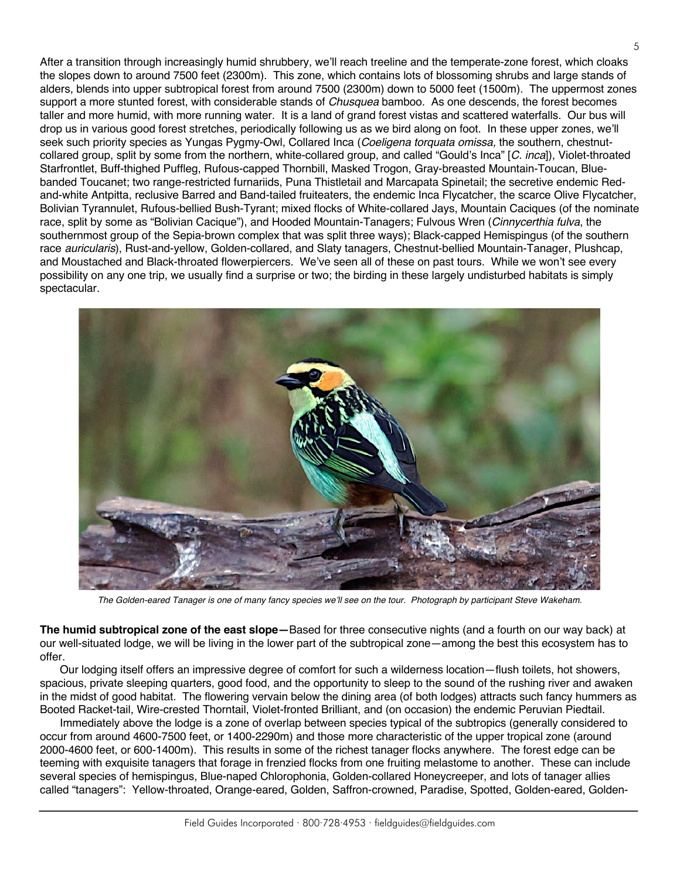After a transition through increasingly humid shrubbery, we'll reach treeline and the temperate-zone forest, which cloaks the slopes down to around 7500 feet (2300m). This zone, which contains lots of blossoming shrubs and large stands of alders, blends into upper subtropical forest from around 7500 (2300m) down to 5000 feet (1500m). The uppermost zones support a more stunted forest, with considerable stands of *Chusquea* bamboo. As one descends, the forest becomes taller and more humid, with more running water. It is a land of grand forest vistas and scattered waterfalls. Our bus will drop us in various good forest stretches, periodically following us as we bird along on foot. In these upper zones, we'll seek such priority species as Yungas Pygmy-Owl, Collared Inca (*Coeligena torquata omissa,* the southern, chestnut-collared group, split by some from the northern, white-collared group, and called "Gould's Inca" [*C. inca*]), Violet-throated Starfrontlet, Buff-thighed Puffleg, Rufous-capped Thornbill, Masked Trogon, Gray-breasted Mountain-Toucan, Blue-banded Toucanet; two range-restricted furnariids, Puna Thistletail and Marcapata Spinetail; the secretive endemic Red-and-white Antpitta, reclusive Barred and Band-tailed fruiteaters, the endemic Inca Flycatcher, the scarce Olive Flycatcher, Bolivian Tyrannulet, Rufous-bellied Bush-Tyrant; mixed flocks of White-collared Jays, Mountain Caciques (of the nominate race, split by some as "Bolivian Cacique"), and Hooded Mountain-Tanagers; Fulvous Wren (*Cinnycerthia fulva*, the southernmost group of the Sepia-brown complex that was split three ways); Black-capped Hemispingus (of the southern race *auricularis*), Rust-and-yellow, Golden-collared, and Slaty tanagers, Chestnut-bellied Mountain-Tanager, Plushcap, and Moustached and Black-throated flowerpiercers. We've seen all of these on past tours. While we won't see every possibility on any one trip, we usually find a surprise or two; the birding in these largely undisturbed habitats is simply spectacular.

*The Golden-eared Tanager is one of many fancy species we'll see on the tour. Photograph by participant Steve Wakeham.*

**The humid subtropical zone of the east slope—**Based for three consecutive nights (and a fourth on our way back) at our well-situated lodge, we will be living in the lower part of the subtropical zone—among the best this ecosystem has to offer.

Our lodging itself offers an impressive degree of comfort for such a wilderness location—flush toilets, hot showers, spacious, private sleeping quarters, good food, and the opportunity to sleep to the sound of the rushing river and awaken in the midst of good habitat. The flowering vervain below the dining area (of both lodges) attracts such fancy hummers as Booted Racket-tail, Wire-crested Thorntail, Violet-fronted Brilliant, and (on occasion) the endemic Peruvian Piedtail.

Immediately above the lodge is a zone of overlap between species typical of the subtropics (generally considered to occur from around 4600-7500 feet, or 1400-2290m) and those more characteristic of the upper tropical zone (around 2000-4600 feet, or 600-1400m). This results in some of the richest tanager flocks anywhere. The forest edge can be teeming with exquisite tanagers that forage in frenzied flocks from one fruiting melastome to another. These can include several species of hemispingus, Blue-naped Chlorophonia, Golden-collared Honeycreeper, and lots of tanager allies called "tanagers": Yellow-throated, Orange-eared, Golden, Saffron-crowned, Paradise, Spotted, Golden-eared, Golden-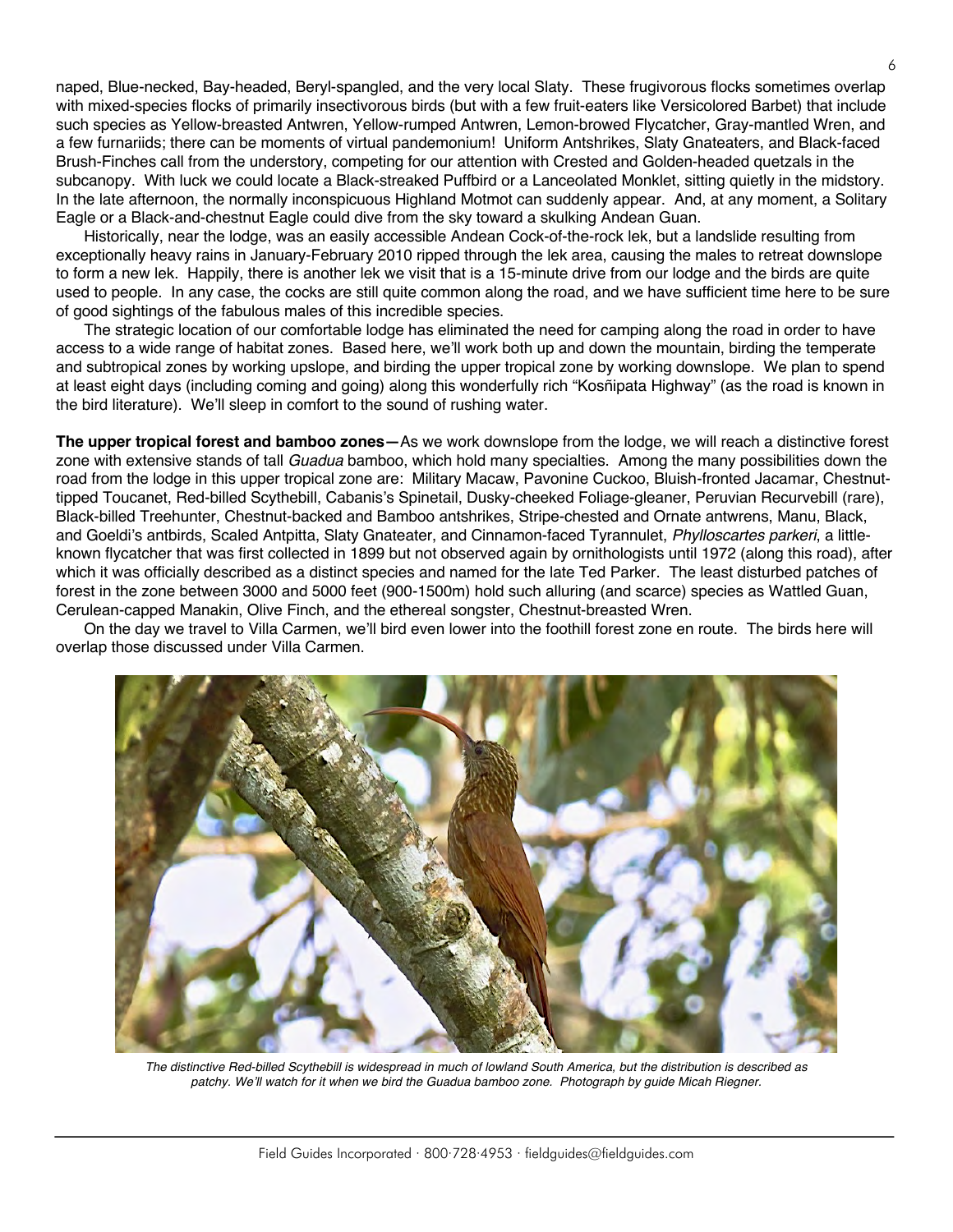naped, Blue-necked, Bay-headed, Beryl-spangled, and the very local Slaty. These frugivorous flocks sometimes overlap with mixed-species flocks of primarily insectivorous birds (but with a few fruit-eaters like Versicolored Barbet) that include such species as Yellow-breasted Antwren, Yellow-rumped Antwren, Lemon-browed Flycatcher, Gray-mantled Wren, and a few furnariids; there can be moments of virtual pandemonium! Uniform Antshrikes, Slaty Gnateaters, and Black-faced Brush-Finches call from the understory, competing for our attention with Crested and Golden-headed quetzals in the subcanopy. With luck we could locate a Black-streaked Puffbird or a Lanceolated Monklet, sitting quietly in the midstory. In the late afternoon, the normally inconspicuous Highland Motmot can suddenly appear. And, at any moment, a Solitary Eagle or a Black-and-chestnut Eagle could dive from the sky toward a skulking Andean Guan.

Historically, near the lodge, was an easily accessible Andean Cock-of-the-rock lek, but a landslide resulting from exceptionally heavy rains in January-February 2010 ripped through the lek area, causing the males to retreat downslope to form a new lek. Happily, there is another lek we visit that is a 15-minute drive from our lodge and the birds are quite used to people. In any case, the cocks are still quite common along the road, and we have sufficient time here to be sure of good sightings of the fabulous males of this incredible species.

The strategic location of our comfortable lodge has eliminated the need for camping along the road in order to have access to a wide range of habitat zones. Based here, we'll work both up and down the mountain, birding the temperate and subtropical zones by working upslope, and birding the upper tropical zone by working downslope. We plan to spend at least eight days (including coming and going) along this wonderfully rich "Kosñipata Highway" (as the road is known in the bird literature). We'll sleep in comfort to the sound of rushing water.

**The upper tropical forest and bamboo zones—**As we work downslope from the lodge, we will reach a distinctive forest zone with extensive stands of tall *Guadua* bamboo, which hold many specialties. Among the many possibilities down the road from the lodge in this upper tropical zone are: Military Macaw, Pavonine Cuckoo, Bluish-fronted Jacamar, Chestnut-tipped Toucanet, Red-billed Scythebill, Cabanis's Spinetail, Dusky-cheeked Foliage-gleaner, Peruvian Recurvebill (rare), Black-billed Treehunter, Chestnut-backed and Bamboo antshrikes, Stripe-chested and Ornate antwrens, Manu, Black, and Goeldi's antbirds, Scaled Antpitta, Slaty Gnateater, and Cinnamon-faced Tyrannulet, *Phylloscartes parkeri*, a little-known flycatcher that was first collected in 1899 but not observed again by ornithologists until 1972 (along this road), after which it was officially described as a distinct species and named for the late Ted Parker. The least disturbed patches of forest in the zone between 3000 and 5000 feet (900-1500m) hold such alluring (and scarce) species as Wattled Guan, Cerulean-capped Manakin, Olive Finch, and the ethereal songster, Chestnut-breasted Wren.

On the day we travel to Villa Carmen, we'll bird even lower into the foothill forest zone en route. The birds here will overlap those discussed under Villa Carmen.

*The distinctive Red-billed Scythebill is widespread in much of lowland South America, but the distribution is described as patchy. We'll watch for it when we bird the Guadua bamboo zone. Photograph by guide Micah Riegner.*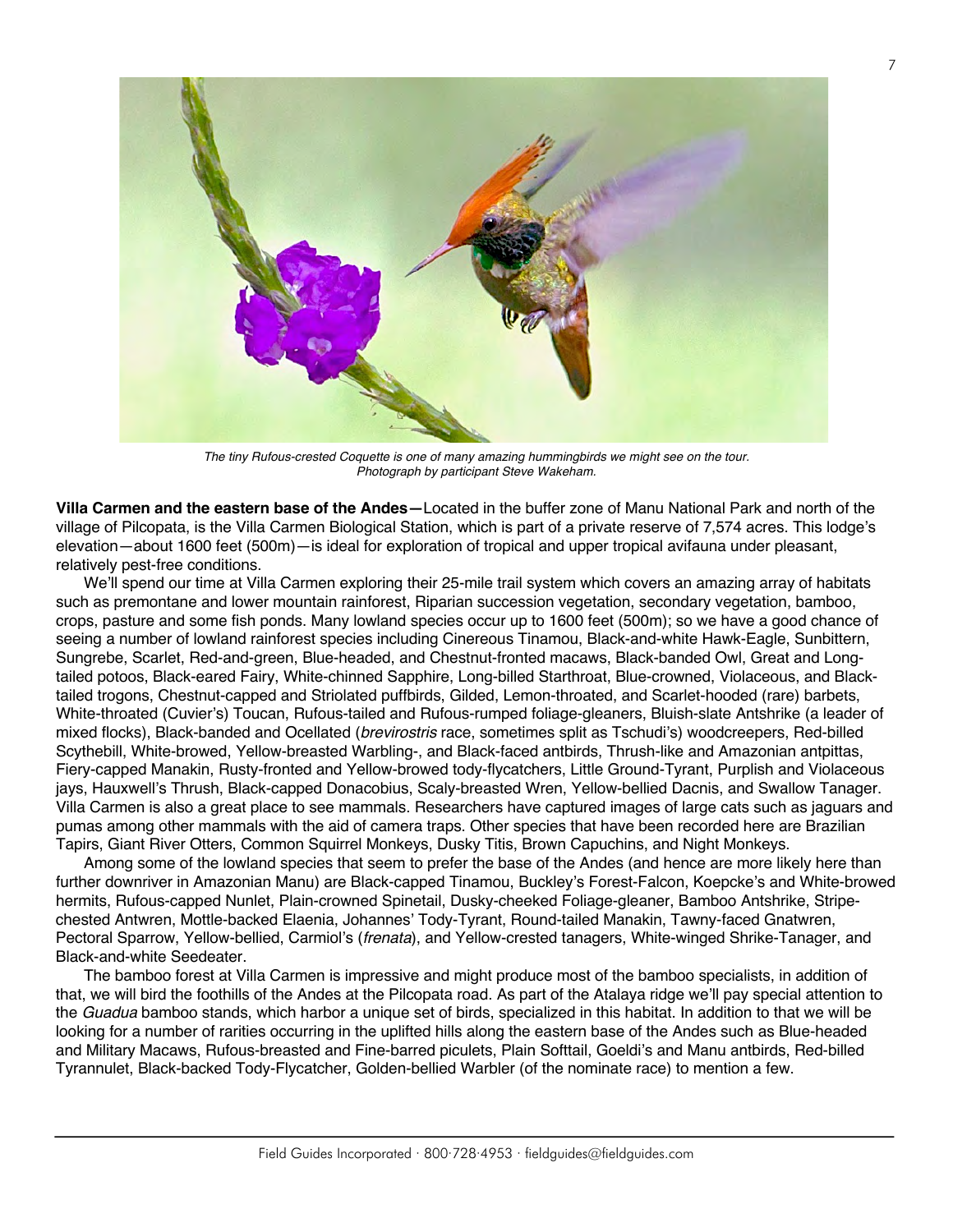*The tiny Rufous-crested Coquette is one of many amazing hummingbirds we might see on the tour. Photograph by participant Steve Wakeham.*

**Villa Carmen and the eastern base of the Andes—**Located in the buffer zone of Manu National Park and north of the village of Pilcopata, is the Villa Carmen Biological Station, which is part of a private reserve of 7,574 acres. This lodge's elevation—about 1600 feet (500m)—is ideal for exploration of tropical and upper tropical avifauna under pleasant, relatively pest-free conditions.

We'll spend our time at Villa Carmen exploring their 25-mile trail system which covers an amazing array of habitats such as premontane and lower mountain rainforest, Riparian succession vegetation, secondary vegetation, bamboo, crops, pasture and some fish ponds. Many lowland species occur up to 1600 feet (500m); so we have a good chance of seeing a number of lowland rainforest species including Cinereous Tinamou, Black-and-white Hawk-Eagle, Sunbittern, Sungrebe, Scarlet, Red-and-green, Blue-headed, and Chestnut-fronted macaws, Black-banded Owl, Great and Long-tailed potoos, Black-eared Fairy, White-chinned Sapphire, Long-billed Starthroat, Blue-crowned, Violaceous, and Black-tailed trogons, Chestnut-capped and Striolated puffbirds, Gilded, Lemon-throated, and Scarlet-hooded (rare) barbets, White-throated (Cuvier's) Toucan, Rufous-tailed and Rufous-rumped foliage-gleaners, Bluish-slate Antshrike (a leader of mixed flocks), Black-banded and Ocellated (*brevirostris* race, sometimes split as Tschudi's) woodcreepers, Red-billed Scythebill, White-browed, Yellow-breasted Warbling-, and Black-faced antbirds, Thrush-like and Amazonian antpittas, Fiery-capped Manakin, Rusty-fronted and Yellow-browed tody-flycatchers, Little Ground-Tyrant, Purplish and Violaceous jays, Hauxwell's Thrush, Black-capped Donacobius, Scaly-breasted Wren, Yellow-bellied Dacnis, and Swallow Tanager. Villa Carmen is also a great place to see mammals. Researchers have captured images of large cats such as jaguars and pumas among other mammals with the aid of camera traps. Other species that have been recorded here are Brazilian Tapirs, Giant River Otters, Common Squirrel Monkeys, Dusky Titis, Brown Capuchins, and Night Monkeys.

Among some of the lowland species that seem to prefer the base of the Andes (and hence are more likely here than further downriver in Amazonian Manu) are Black-capped Tinamou, Buckley's Forest-Falcon, Koepcke's and White-browed hermits, Rufous-capped Nunlet, Plain-crowned Spinetail, Dusky-cheeked Foliage-gleaner, Bamboo Antshrike, Stripe-chested Antwren, Mottle-backed Elaenia, Johannes' Tody-Tyrant, Round-tailed Manakin, Tawny-faced Gnatwren, Pectoral Sparrow, Yellow-bellied, Carmiol's (*frenata*), and Yellow-crested tanagers, White-winged Shrike-Tanager, and Black-and-white Seedeater.

The bamboo forest at Villa Carmen is impressive and might produce most of the bamboo specialists, in addition of that, we will bird the foothills of the Andes at the Pilcopata road. As part of the Atalaya ridge we'll pay special attention to the *Guadua* bamboo stands, which harbor a unique set of birds, specialized in this habitat. In addition to that we will be looking for a number of rarities occurring in the uplifted hills along the eastern base of the Andes such as Blue-headed and Military Macaws, Rufous-breasted and Fine-barred piculets, Plain Softtail, Goeldi's and Manu antbirds, Red-billed Tyrannulet, Black-backed Tody-Flycatcher, Golden-bellied Warbler (of the nominate race) to mention a few.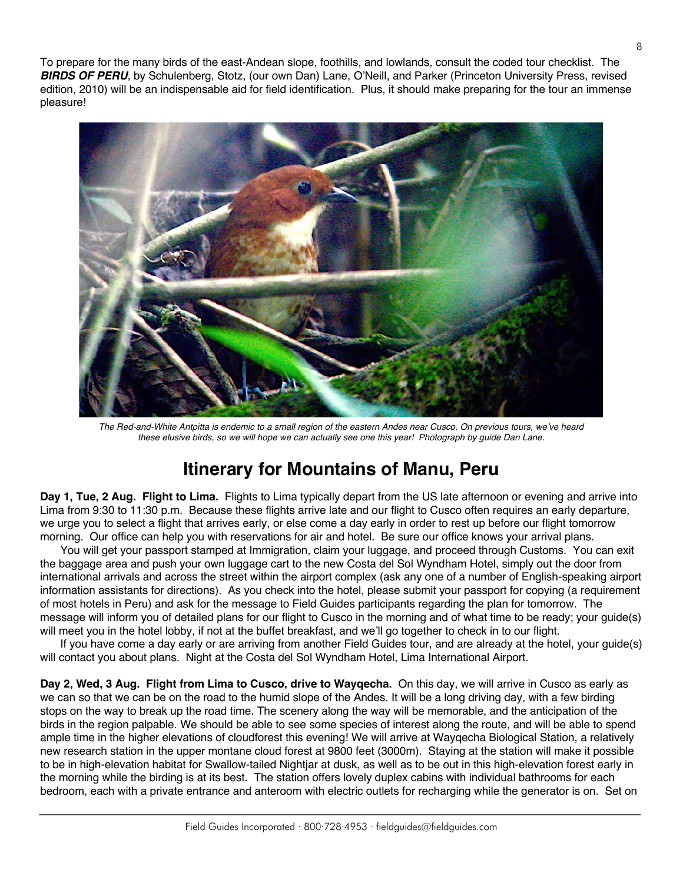To prepare for the many birds of the east-Andean slope, foothills, and lowlands, consult the coded tour checklist. The ***BIRDS OF PERU***, by Schulenberg, Stotz, (our own Dan) Lane, O'Neill, and Parker (Princeton University Press, revised edition, 2010) will be an indispensable aid for field identification. Plus, it should make preparing for the tour an immense pleasure!

*The Red-and-White Antpitta is endemic to a small region of the eastern Andes near Cusco. On previous tours, we've heard these elusive birds, so we will hope we can actually see one this year! Photograph by guide Dan Lane.*

## Itinerary for Mountains of Manu, Peru

**Day 1, Tue, 2 Aug. Flight to Lima.** Flights to Lima typically depart from the US late afternoon or evening and arrive into Lima from 9:30 to 11:30 p.m. Because these flights arrive late and our flight to Cusco often requires an early departure, we urge you to select a flight that arrives early, or else come a day early in order to rest up before our flight tomorrow morning. Our office can help you with reservations for air and hotel. Be sure our office knows your arrival plans.

You will get your passport stamped at Immigration, claim your luggage, and proceed through Customs. You can exit the baggage area and push your own luggage cart to the new Costa del Sol Wyndham Hotel, simply out the door from international arrivals and across the street within the airport complex (ask any one of a number of English-speaking airport information assistants for directions). As you check into the hotel, please submit your passport for copying (a requirement of most hotels in Peru) and ask for the message to Field Guides participants regarding the plan for tomorrow. The message will inform you of detailed plans for our flight to Cusco in the morning and of what time to be ready; your guide(s) will meet you in the hotel lobby, if not at the buffet breakfast, and we'll go together to check in to our flight.

If you have come a day early or are arriving from another Field Guides tour, and are already at the hotel, your guide(s) will contact you about plans. Night at the Costa del Sol Wyndham Hotel, Lima International Airport.

**Day 2, Wed, 3 Aug. Flight from Lima to Cusco, drive to Wayqecha.** On this day, we will arrive in Cusco as early as we can so that we can be on the road to the humid slope of the Andes. It will be a long driving day, with a few birding stops on the way to break up the road time. The scenery along the way will be memorable, and the anticipation of the birds in the region palpable. We should be able to see some species of interest along the route, and will be able to spend ample time in the higher elevations of cloudforest this evening! We will arrive at Wayqecha Biological Station, a relatively new research station in the upper montane cloud forest at 9800 feet (3000m). Staying at the station will make it possible to be in high-elevation habitat for Swallow-tailed Nightjar at dusk, as well as to be out in this high-elevation forest early in the morning while the birding is at its best. The station offers lovely duplex cabins with individual bathrooms for each bedroom, each with a private entrance and anteroom with electric outlets for recharging while the generator is on. Set on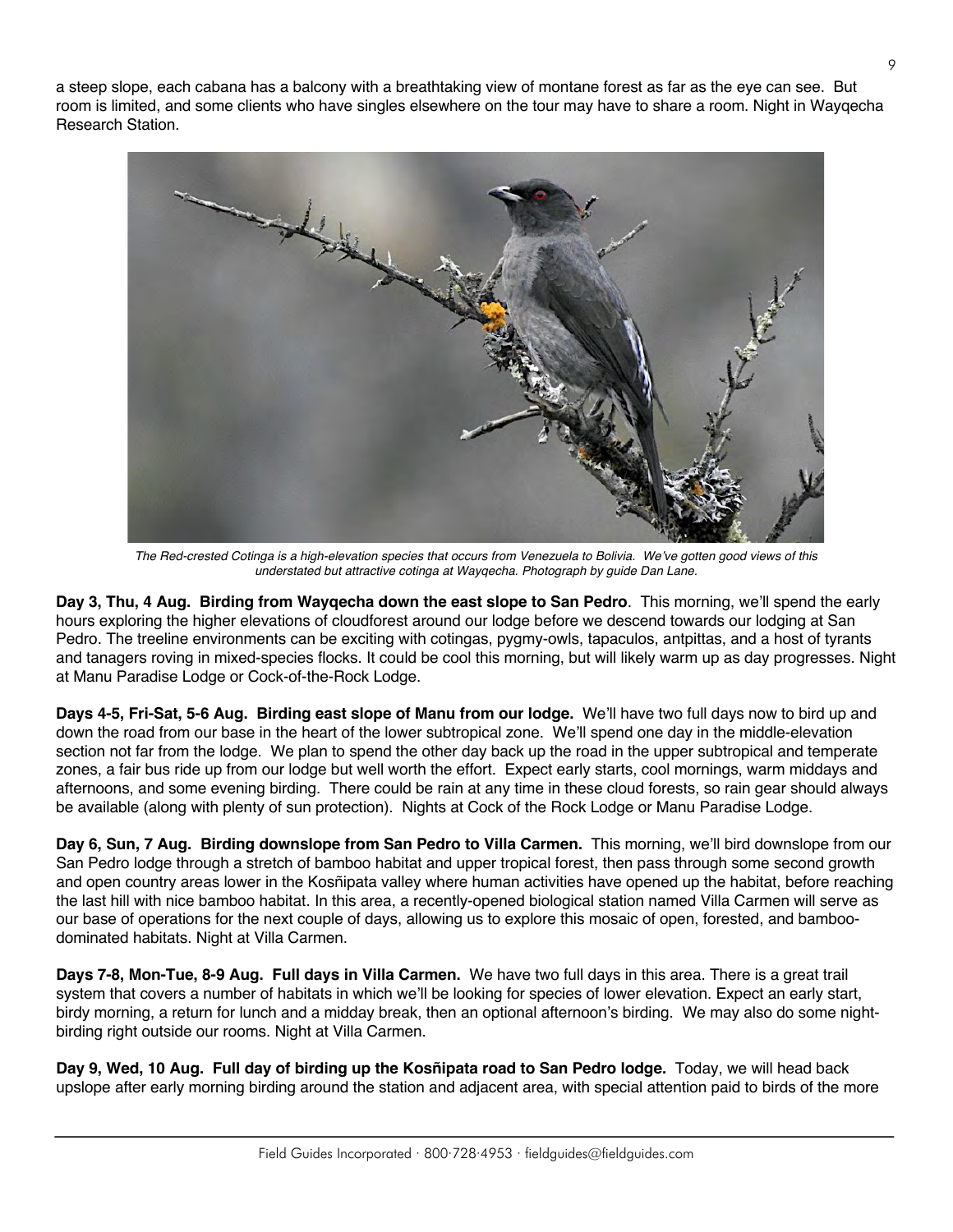a steep slope, each cabana has a balcony with a breathtaking view of montane forest as far as the eye can see. But room is limited, and some clients who have singles elsewhere on the tour may have to share a room. Night in Wayqecha Research Station.

*The Red-crested Cotinga is a high-elevation species that occurs from Venezuela to Bolivia. We've gotten good views of this understated but attractive cotinga at Wayqecha. Photograph by guide Dan Lane.*

**Day 3, Thu, 4 Aug. Birding from Wayqecha down the east slope to San Pedro**. This morning, we'll spend the early hours exploring the higher elevations of cloudforest around our lodge before we descend towards our lodging at San Pedro. The treeline environments can be exciting with cotingas, pygmy-owls, tapaculos, antpittas, and a host of tyrants and tanagers roving in mixed-species flocks. It could be cool this morning, but will likely warm up as day progresses. Night at Manu Paradise Lodge or Cock-of-the-Rock Lodge.

**Days 4-5, Fri-Sat, 5-6 Aug. Birding east slope of Manu from our lodge.** We'll have two full days now to bird up and down the road from our base in the heart of the lower subtropical zone. We'll spend one day in the middle-elevation section not far from the lodge. We plan to spend the other day back up the road in the upper subtropical and temperate zones, a fair bus ride up from our lodge but well worth the effort. Expect early starts, cool mornings, warm middays and afternoons, and some evening birding. There could be rain at any time in these cloud forests, so rain gear should always be available (along with plenty of sun protection). Nights at Cock of the Rock Lodge or Manu Paradise Lodge.

**Day 6, Sun, 7 Aug. Birding downslope from San Pedro to Villa Carmen.** This morning, we'll bird downslope from our San Pedro lodge through a stretch of bamboo habitat and upper tropical forest, then pass through some second growth and open country areas lower in the Kosñipata valley where human activities have opened up the habitat, before reaching the last hill with nice bamboo habitat. In this area, a recently-opened biological station named Villa Carmen will serve as our base of operations for the next couple of days, allowing us to explore this mosaic of open, forested, and bamboo-dominated habitats. Night at Villa Carmen.

**Days 7-8, Mon-Tue, 8-9 Aug. Full days in Villa Carmen.** We have two full days in this area. There is a great trail system that covers a number of habitats in which we'll be looking for species of lower elevation. Expect an early start, birdy morning, a return for lunch and a midday break, then an optional afternoon's birding. We may also do some night-birding right outside our rooms. Night at Villa Carmen.

**Day 9, Wed, 10 Aug. Full day of birding up the Kosñipata road to San Pedro lodge.** Today, we will head back upslope after early morning birding around the station and adjacent area, with special attention paid to birds of the more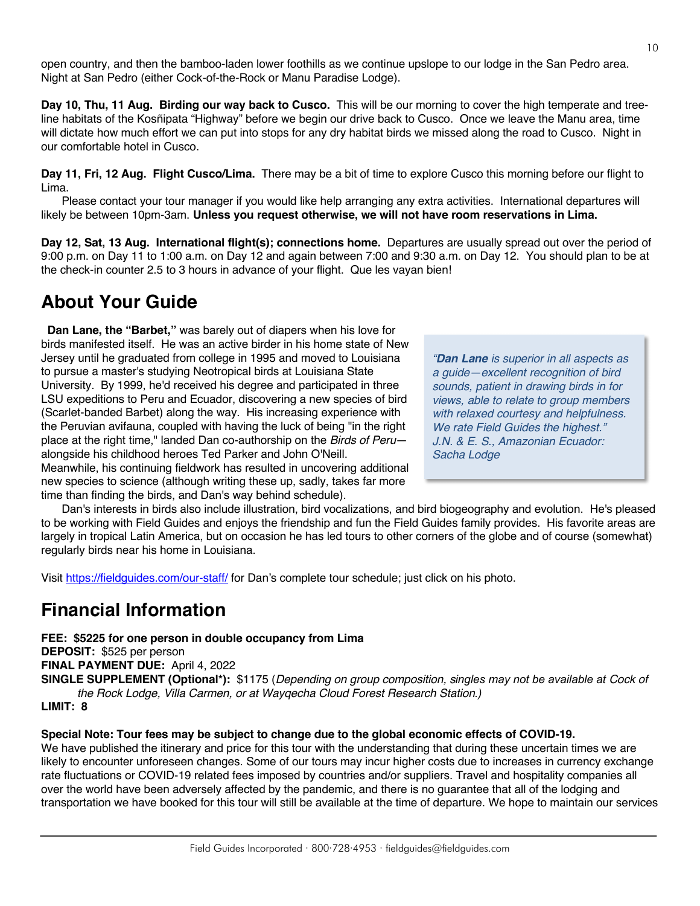open country, and then the bamboo-laden lower foothills as we continue upslope to our lodge in the San Pedro area. Night at San Pedro (either Cock-of-the-Rock or Manu Paradise Lodge).

**Day 10, Thu, 11 Aug. Birding our way back to Cusco.** This will be our morning to cover the high temperate and tree-line habitats of the Kosñipata "Highway" before we begin our drive back to Cusco. Once we leave the Manu area, time will dictate how much effort we can put into stops for any dry habitat birds we missed along the road to Cusco. Night in our comfortable hotel in Cusco.

**Day 11, Fri, 12 Aug. Flight Cusco/Lima.** There may be a bit of time to explore Cusco this morning before our flight to Lima.

Please contact your tour manager if you would like help arranging any extra activities. International departures will likely be between 10pm-3am. **Unless you request otherwise, we will not have room reservations in Lima.**

**Day 12, Sat, 13 Aug. International flight(s); connections home.** Departures are usually spread out over the period of 9:00 p.m. on Day 11 to 1:00 a.m. on Day 12 and again between 7:00 and 9:30 a.m. on Day 12. You should plan to be at the check-in counter 2.5 to 3 hours in advance of your flight. Que les vayan bien!

## About Your Guide

**Dan Lane, the "Barbet,"** was barely out of diapers when his love for birds manifested itself. He was an active birder in his home state of New Jersey until he graduated from college in 1995 and moved to Louisiana to pursue a master's studying Neotropical birds at Louisiana State University. By 1999, he'd received his degree and participated in three LSU expeditions to Peru and Ecuador, discovering a new species of bird (Scarlet-banded Barbet) along the way. His increasing experience with the Peruvian avifauna, coupled with having the luck of being "in the right place at the right time," landed Dan co-authorship on the *Birds of Peru*—alongside his childhood heroes Ted Parker and John O'Neill. Meanwhile, his continuing fieldwork has resulted in uncovering additional new species to science (although writing these up, sadly, takes far more time than finding the birds, and Dan's way behind schedule).

Dan's interests in birds also include illustration, bird vocalizations, and bird biogeography and evolution. He's pleased to be working with Field Guides and enjoys the friendship and fun the Field Guides family provides. His favorite areas are largely in tropical Latin America, but on occasion he has led tours to other corners of the globe and of course (somewhat) regularly birds near his home in Louisiana.

> *"**Dan Lane** is superior in all aspects as a guide—excellent recognition of bird sounds, patient in drawing birds in for views, able to relate to group members with relaxed courtesy and helpfulness. We rate Field Guides the highest." J.N. & E. S., Amazonian Ecuador: Sacha Lodge*

Visit https://fieldguides.com/our-staff/ for Dan's complete tour schedule; just click on his photo.

## Financial Information

**FEE: $5225 for one person in double occupancy from Lima**
**DEPOSIT:** $525 per person
**FINAL PAYMENT DUE:** April 4, 2022
**SINGLE SUPPLEMENT (Optional*):** $1175 (*Depending on group composition, singles may not be available at Cock of the Rock Lodge, Villa Carmen, or at Wayqecha Cloud Forest Research Station.)*
**LIMIT: 8**

**Special Note: Tour fees may be subject to change due to the global economic effects of COVID-19.**
We have published the itinerary and price for this tour with the understanding that during these uncertain times we are likely to encounter unforeseen changes. Some of our tours may incur higher costs due to increases in currency exchange rate fluctuations or COVID-19 related fees imposed by countries and/or suppliers. Travel and hospitality companies all over the world have been adversely affected by the pandemic, and there is no guarantee that all of the lodging and transportation we have booked for this tour will still be available at the time of departure. We hope to maintain our services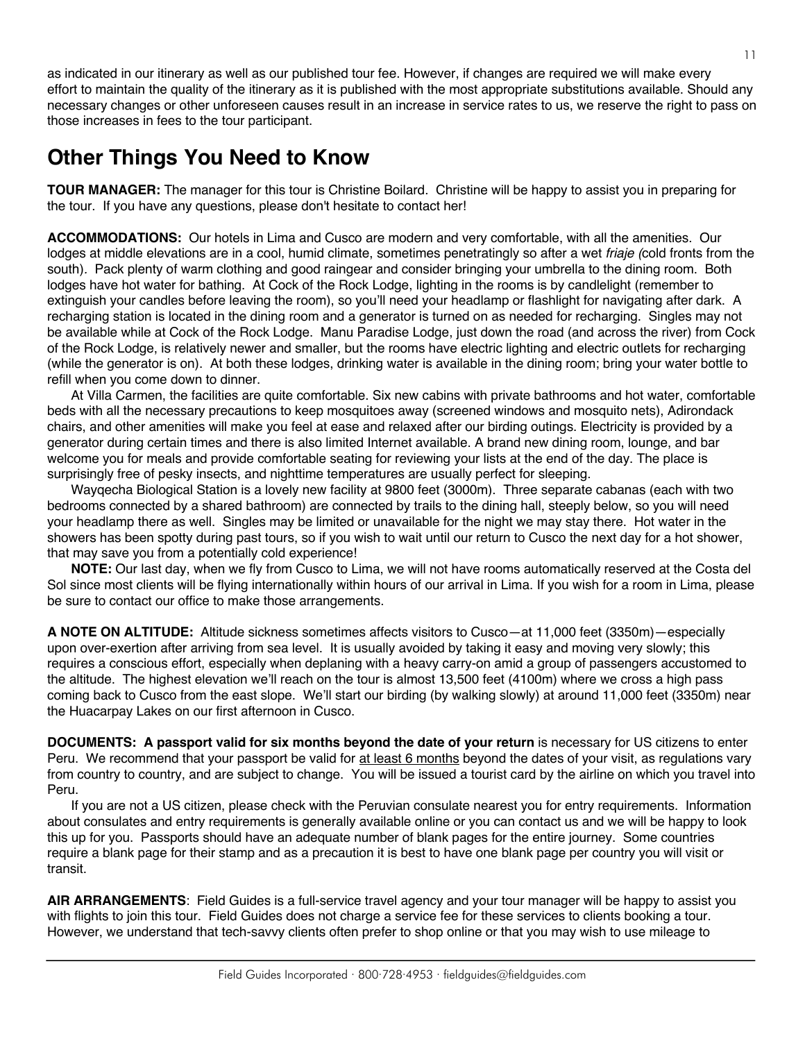as indicated in our itinerary as well as our published tour fee. However, if changes are required we will make every effort to maintain the quality of the itinerary as it is published with the most appropriate substitutions available. Should any necessary changes or other unforeseen causes result in an increase in service rates to us, we reserve the right to pass on those increases in fees to the tour participant.

## Other Things You Need to Know

**TOUR MANAGER:** The manager for this tour is Christine Boilard. Christine will be happy to assist you in preparing for the tour. If you have any questions, please don't hesitate to contact her!

**ACCOMMODATIONS:** Our hotels in Lima and Cusco are modern and very comfortable, with all the amenities. Our lodges at middle elevations are in a cool, humid climate, sometimes penetratingly so after a wet *friaje (*cold fronts from the south). Pack plenty of warm clothing and good raingear and consider bringing your umbrella to the dining room. Both lodges have hot water for bathing. At Cock of the Rock Lodge, lighting in the rooms is by candlelight (remember to extinguish your candles before leaving the room), so you'll need your headlamp or flashlight for navigating after dark. A recharging station is located in the dining room and a generator is turned on as needed for recharging. Singles may not be available while at Cock of the Rock Lodge. Manu Paradise Lodge, just down the road (and across the river) from Cock of the Rock Lodge, is relatively newer and smaller, but the rooms have electric lighting and electric outlets for recharging (while the generator is on). At both these lodges, drinking water is available in the dining room; bring your water bottle to refill when you come down to dinner.

At Villa Carmen, the facilities are quite comfortable. Six new cabins with private bathrooms and hot water, comfortable beds with all the necessary precautions to keep mosquitoes away (screened windows and mosquito nets), Adirondack chairs, and other amenities will make you feel at ease and relaxed after our birding outings. Electricity is provided by a generator during certain times and there is also limited Internet available. A brand new dining room, lounge, and bar welcome you for meals and provide comfortable seating for reviewing your lists at the end of the day. The place is surprisingly free of pesky insects, and nighttime temperatures are usually perfect for sleeping.

Wayqecha Biological Station is a lovely new facility at 9800 feet (3000m). Three separate cabanas (each with two bedrooms connected by a shared bathroom) are connected by trails to the dining hall, steeply below, so you will need your headlamp there as well. Singles may be limited or unavailable for the night we may stay there. Hot water in the showers has been spotty during past tours, so if you wish to wait until our return to Cusco the next day for a hot shower, that may save you from a potentially cold experience!

**NOTE:** Our last day, when we fly from Cusco to Lima, we will not have rooms automatically reserved at the Costa del Sol since most clients will be flying internationally within hours of our arrival in Lima. If you wish for a room in Lima, please be sure to contact our office to make those arrangements.

**A NOTE ON ALTITUDE:** Altitude sickness sometimes affects visitors to Cusco—at 11,000 feet (3350m)—especially upon over-exertion after arriving from sea level. It is usually avoided by taking it easy and moving very slowly; this requires a conscious effort, especially when deplaning with a heavy carry-on amid a group of passengers accustomed to the altitude. The highest elevation we'll reach on the tour is almost 13,500 feet (4100m) where we cross a high pass coming back to Cusco from the east slope. We'll start our birding (by walking slowly) at around 11,000 feet (3350m) near the Huacarpay Lakes on our first afternoon in Cusco.

**DOCUMENTS: A passport valid for six months beyond the date of your return** is necessary for US citizens to enter Peru. We recommend that your passport be valid for <u>at least 6 months</u> beyond the dates of your visit, as regulations vary from country to country, and are subject to change. You will be issued a tourist card by the airline on which you travel into Peru.

If you are not a US citizen, please check with the Peruvian consulate nearest you for entry requirements. Information about consulates and entry requirements is generally available online or you can contact us and we will be happy to look this up for you. Passports should have an adequate number of blank pages for the entire journey. Some countries require a blank page for their stamp and as a precaution it is best to have one blank page per country you will visit or transit.

**AIR ARRANGEMENTS**: Field Guides is a full-service travel agency and your tour manager will be happy to assist you with flights to join this tour. Field Guides does not charge a service fee for these services to clients booking a tour. However, we understand that tech-savvy clients often prefer to shop online or that you may wish to use mileage to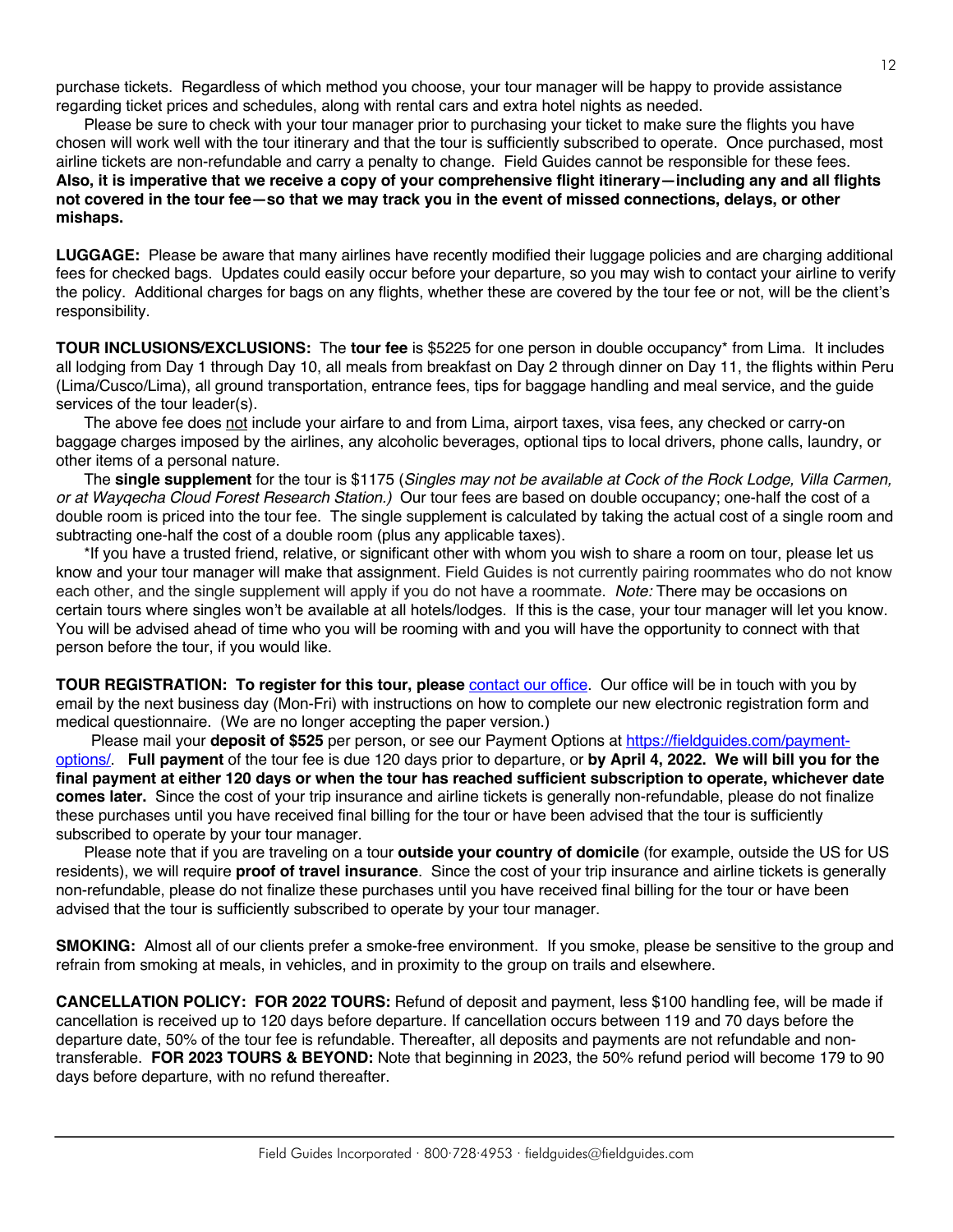purchase tickets. Regardless of which method you choose, your tour manager will be happy to provide assistance regarding ticket prices and schedules, along with rental cars and extra hotel nights as needed.

Please be sure to check with your tour manager prior to purchasing your ticket to make sure the flights you have chosen will work well with the tour itinerary and that the tour is sufficiently subscribed to operate. Once purchased, most airline tickets are non-refundable and carry a penalty to change. Field Guides cannot be responsible for these fees. **Also, it is imperative that we receive a copy of your comprehensive flight itinerary—including any and all flights not covered in the tour fee—so that we may track you in the event of missed connections, delays, or other mishaps.**

**LUGGAGE:** Please be aware that many airlines have recently modified their luggage policies and are charging additional fees for checked bags. Updates could easily occur before your departure, so you may wish to contact your airline to verify the policy. Additional charges for bags on any flights, whether these are covered by the tour fee or not, will be the client's responsibility.

**TOUR INCLUSIONS/EXCLUSIONS:** The **tour fee** is $5225 for one person in double occupancy* from Lima. It includes all lodging from Day 1 through Day 10, all meals from breakfast on Day 2 through dinner on Day 11, the flights within Peru (Lima/Cusco/Lima), all ground transportation, entrance fees, tips for baggage handling and meal service, and the guide services of the tour leader(s).

The above fee does not include your airfare to and from Lima, airport taxes, visa fees, any checked or carry-on baggage charges imposed by the airlines, any alcoholic beverages, optional tips to local drivers, phone calls, laundry, or other items of a personal nature.

The **single supplement** for the tour is $1175 (*Singles may not be available at Cock of the Rock Lodge, Villa Carmen, or at Wayqecha Cloud Forest Research Station.)* Our tour fees are based on double occupancy; one-half the cost of a double room is priced into the tour fee. The single supplement is calculated by taking the actual cost of a single room and subtracting one-half the cost of a double room (plus any applicable taxes).

*If you have a trusted friend, relative, or significant other with whom you wish to share a room on tour, please let us know and your tour manager will make that assignment. Field Guides is not currently pairing roommates who do not know each other, and the single supplement will apply if you do not have a roommate. *Note:* There may be occasions on certain tours where singles won't be available at all hotels/lodges. If this is the case, your tour manager will let you know. You will be advised ahead of time who you will be rooming with and you will have the opportunity to connect with that person before the tour, if you would like.

**TOUR REGISTRATION: To register for this tour, please** contact our office. Our office will be in touch with you by email by the next business day (Mon-Fri) with instructions on how to complete our new electronic registration form and medical questionnaire. (We are no longer accepting the paper version.)

Please mail your **deposit of $525** per person, or see our Payment Options at https://fieldguides.com/payment-options/. **Full payment** of the tour fee is due 120 days prior to departure, or **by April 4, 2022. We will bill you for the final payment at either 120 days or when the tour has reached sufficient subscription to operate, whichever date comes later.** Since the cost of your trip insurance and airline tickets is generally non-refundable, please do not finalize these purchases until you have received final billing for the tour or have been advised that the tour is sufficiently subscribed to operate by your tour manager.

Please note that if you are traveling on a tour **outside your country of domicile** (for example, outside the US for US residents), we will require **proof of travel insurance**. Since the cost of your trip insurance and airline tickets is generally non-refundable, please do not finalize these purchases until you have received final billing for the tour or have been advised that the tour is sufficiently subscribed to operate by your tour manager.

**SMOKING:** Almost all of our clients prefer a smoke-free environment. If you smoke, please be sensitive to the group and refrain from smoking at meals, in vehicles, and in proximity to the group on trails and elsewhere.

**CANCELLATION POLICY: FOR 2022 TOURS:** Refund of deposit and payment, less $100 handling fee, will be made if cancellation is received up to 120 days before departure. If cancellation occurs between 119 and 70 days before the departure date, 50% of the tour fee is refundable. Thereafter, all deposits and payments are not refundable and non-transferable. **FOR 2023 TOURS & BEYOND:** Note that beginning in 2023, the 50% refund period will become 179 to 90 days before departure, with no refund thereafter.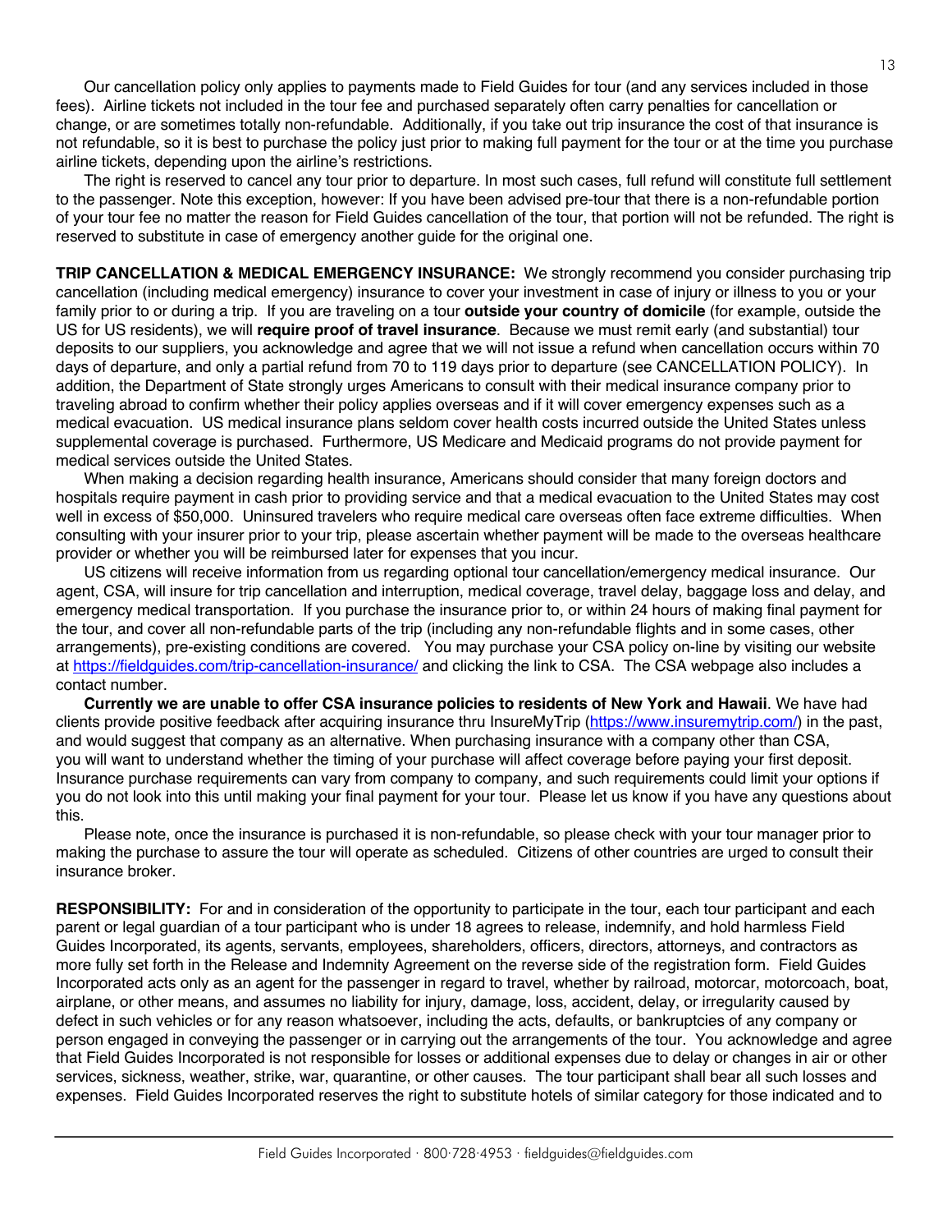Our cancellation policy only applies to payments made to Field Guides for tour (and any services included in those fees). Airline tickets not included in the tour fee and purchased separately often carry penalties for cancellation or change, or are sometimes totally non-refundable. Additionally, if you take out trip insurance the cost of that insurance is not refundable, so it is best to purchase the policy just prior to making full payment for the tour or at the time you purchase airline tickets, depending upon the airline's restrictions.

The right is reserved to cancel any tour prior to departure. In most such cases, full refund will constitute full settlement to the passenger. Note this exception, however: If you have been advised pre-tour that there is a non-refundable portion of your tour fee no matter the reason for Field Guides cancellation of the tour, that portion will not be refunded. The right is reserved to substitute in case of emergency another guide for the original one.

**TRIP CANCELLATION & MEDICAL EMERGENCY INSURANCE:** We strongly recommend you consider purchasing trip cancellation (including medical emergency) insurance to cover your investment in case of injury or illness to you or your family prior to or during a trip. If you are traveling on a tour **outside your country of domicile** (for example, outside the US for US residents), we will **require proof of travel insurance**. Because we must remit early (and substantial) tour deposits to our suppliers, you acknowledge and agree that we will not issue a refund when cancellation occurs within 70 days of departure, and only a partial refund from 70 to 119 days prior to departure (see CANCELLATION POLICY). In addition, the Department of State strongly urges Americans to consult with their medical insurance company prior to traveling abroad to confirm whether their policy applies overseas and if it will cover emergency expenses such as a medical evacuation. US medical insurance plans seldom cover health costs incurred outside the United States unless supplemental coverage is purchased. Furthermore, US Medicare and Medicaid programs do not provide payment for medical services outside the United States.

When making a decision regarding health insurance, Americans should consider that many foreign doctors and hospitals require payment in cash prior to providing service and that a medical evacuation to the United States may cost well in excess of $50,000. Uninsured travelers who require medical care overseas often face extreme difficulties. When consulting with your insurer prior to your trip, please ascertain whether payment will be made to the overseas healthcare provider or whether you will be reimbursed later for expenses that you incur.

US citizens will receive information from us regarding optional tour cancellation/emergency medical insurance. Our agent, CSA, will insure for trip cancellation and interruption, medical coverage, travel delay, baggage loss and delay, and emergency medical transportation. If you purchase the insurance prior to, or within 24 hours of making final payment for the tour, and cover all non-refundable parts of the trip (including any non-refundable flights and in some cases, other arrangements), pre-existing conditions are covered. You may purchase your CSA policy on-line by visiting our website at [https://fieldguides.com/trip-cancellation-insurance/](https://fieldguides.com/trip-cancellation-insurance/) and clicking the link to CSA. The CSA webpage also includes a contact number.

**Currently we are unable to offer CSA insurance policies to residents of New York and Hawaii**. We have had clients provide positive feedback after acquiring insurance thru InsureMyTrip ([https://www.insuremytrip.com/](https://www.insuremytrip.com/)) in the past, and would suggest that company as an alternative. When purchasing insurance with a company other than CSA, you will want to understand whether the timing of your purchase will affect coverage before paying your first deposit. Insurance purchase requirements can vary from company to company, and such requirements could limit your options if you do not look into this until making your final payment for your tour. Please let us know if you have any questions about this.

Please note, once the insurance is purchased it is non-refundable, so please check with your tour manager prior to making the purchase to assure the tour will operate as scheduled. Citizens of other countries are urged to consult their insurance broker.

**RESPONSIBILITY:** For and in consideration of the opportunity to participate in the tour, each tour participant and each parent or legal guardian of a tour participant who is under 18 agrees to release, indemnify, and hold harmless Field Guides Incorporated, its agents, servants, employees, shareholders, officers, directors, attorneys, and contractors as more fully set forth in the Release and Indemnity Agreement on the reverse side of the registration form. Field Guides Incorporated acts only as an agent for the passenger in regard to travel, whether by railroad, motorcar, motorcoach, boat, airplane, or other means, and assumes no liability for injury, damage, loss, accident, delay, or irregularity caused by defect in such vehicles or for any reason whatsoever, including the acts, defaults, or bankruptcies of any company or person engaged in conveying the passenger or in carrying out the arrangements of the tour. You acknowledge and agree that Field Guides Incorporated is not responsible for losses or additional expenses due to delay or changes in air or other services, sickness, weather, strike, war, quarantine, or other causes. The tour participant shall bear all such losses and expenses. Field Guides Incorporated reserves the right to substitute hotels of similar category for those indicated and to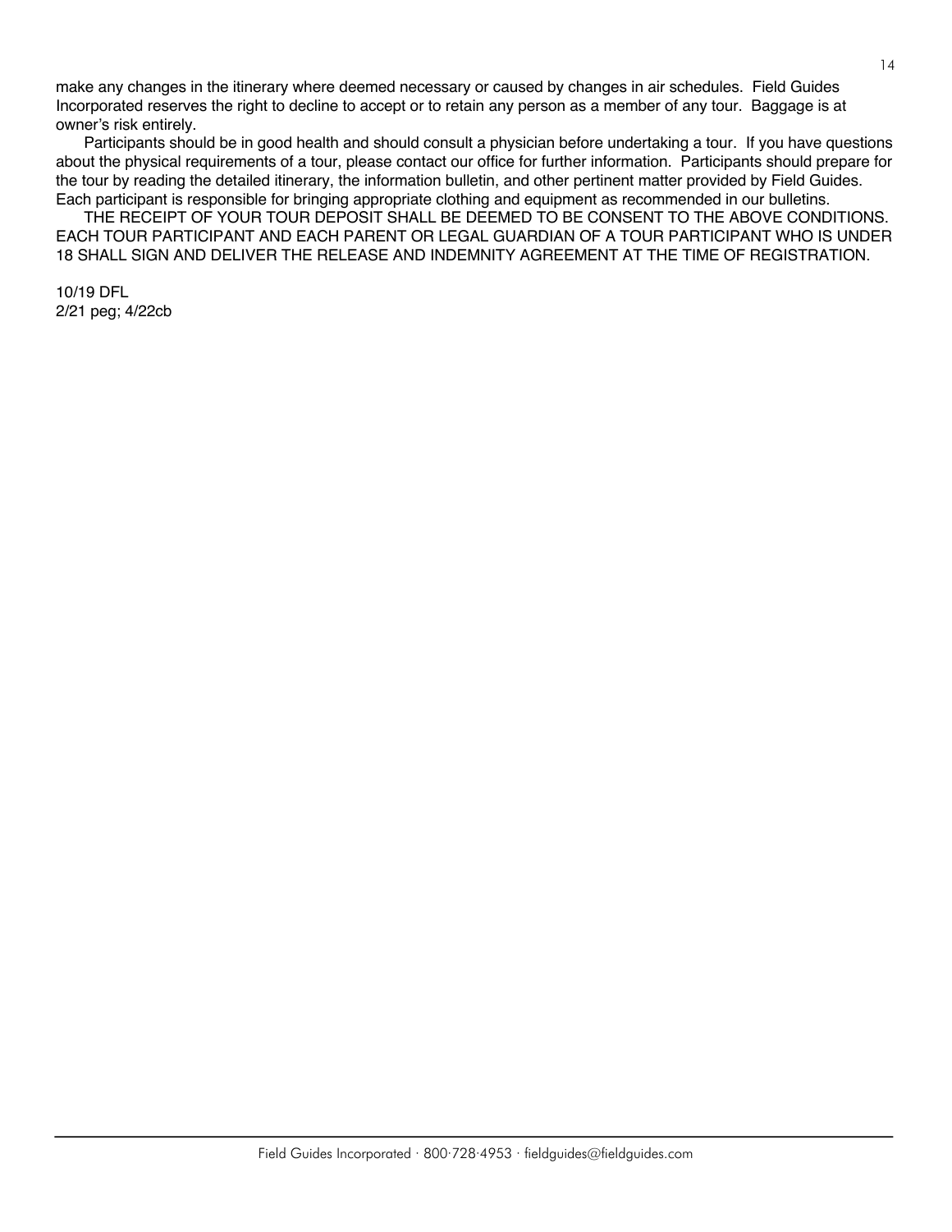make any changes in the itinerary where deemed necessary or caused by changes in air schedules. Field Guides Incorporated reserves the right to decline to accept or to retain any person as a member of any tour. Baggage is at owner's risk entirely.

Participants should be in good health and should consult a physician before undertaking a tour. If you have questions about the physical requirements of a tour, please contact our office for further information. Participants should prepare for the tour by reading the detailed itinerary, the information bulletin, and other pertinent matter provided by Field Guides. Each participant is responsible for bringing appropriate clothing and equipment as recommended in our bulletins.

THE RECEIPT OF YOUR TOUR DEPOSIT SHALL BE DEEMED TO BE CONSENT TO THE ABOVE CONDITIONS. EACH TOUR PARTICIPANT AND EACH PARENT OR LEGAL GUARDIAN OF A TOUR PARTICIPANT WHO IS UNDER 18 SHALL SIGN AND DELIVER THE RELEASE AND INDEMNITY AGREEMENT AT THE TIME OF REGISTRATION.

10/19 DFL
2/21 peg; 4/22cb